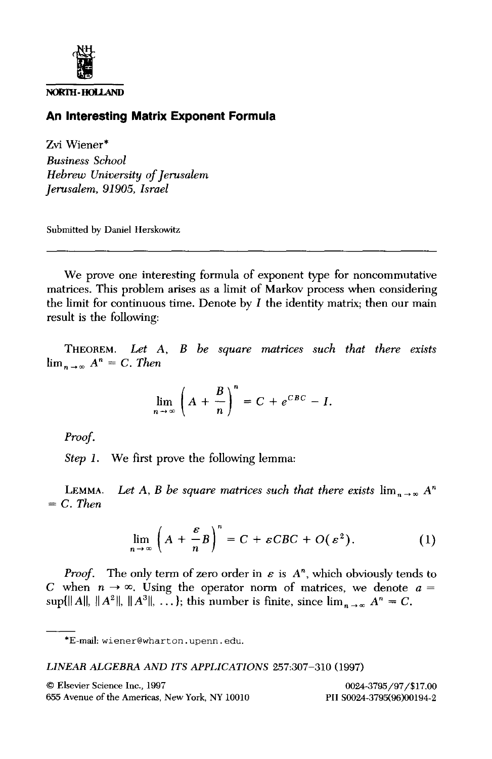NORTH-HOLLAND

# An Interesting Matrix Exponent Formula

Zvi Wiener*

*Business School*
*Hebrew University of Jerusalem*
*Jerusalem, 91905, Israel*

Submitted by Daniel Herskowitz

---

We prove one interesting formula of exponent type for noncommutative matrices. This problem arises as a limit of Markov process when considering the limit for continuous time. Denote by $I$ the identity matrix; then our main result is the following:

THEOREM. *Let $A$, $B$ be square matrices such that there exists $\lim_{n \to \infty} A^n = C$. Then*

$$\lim_{n \to \infty} \left( A + \frac{B}{n} \right)^n = C + e^{CBC} - I.$$

*Proof.*

*Step 1.* We first prove the following lemma:

LEMMA. *Let $A$, $B$ be square matrices such that there exists $\lim_{n \to \infty} A^n = C$. Then*

$$\lim_{n \to \infty} \left( A + \frac{\varepsilon}{n} B \right)^n = C + \varepsilon CBC + O(\varepsilon^2). \tag{1}$$

*Proof.* The only term of zero order in $\varepsilon$ is $A^n$, which obviously tends to $C$ when $n \to \infty$. Using the operator norm of matrices, we denote $a = \sup\{\|A\|, \|A^2\|, \|A^3\|, \dots\}$; this number is finite, since $\lim_{n \to \infty} A^n = C$.

---

*E-mail: wiener@wharton.upenn.edu.

*LINEAR ALGEBRA AND ITS APPLICATIONS* 257:307–310 (1997)

© Elsevier Science Inc., 1997 0024-3795/97/$17.00
655 Avenue of the Americas, New York, NY 10010 PII S0024-3795(96)00194-2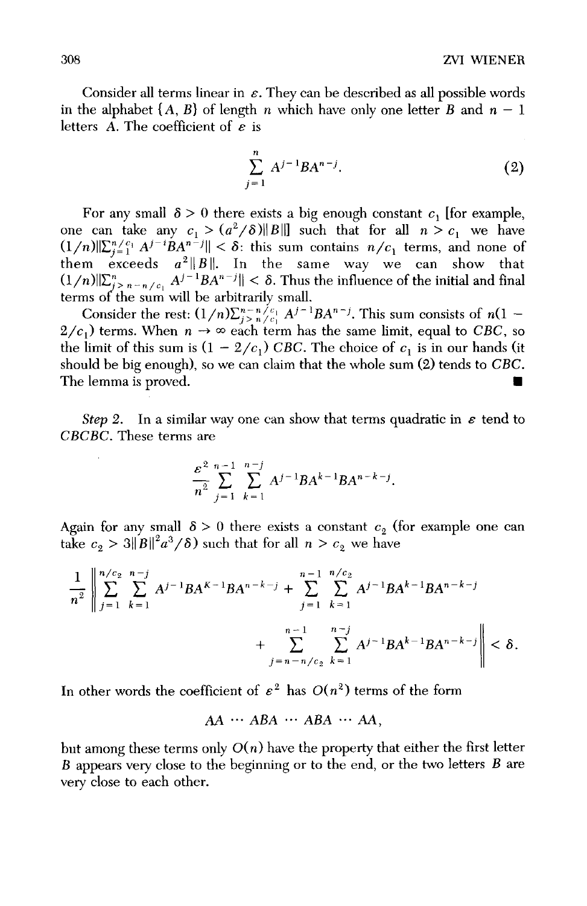Consider all terms linear in $\varepsilon$. They can be described as all possible words in the alphabet $\{A, B\}$ of length $n$ which have only one letter $B$ and $n - 1$ letters $A$. The coefficient of $\varepsilon$ is

$$\sum_{j=1}^{n} A^{j-1}BA^{n-j}. \tag{2}$$

For any small $\delta > 0$ there exists a big enough constant $c_1$ [for example, one can take any $c_1 > (a^2/\delta)\|B\|$] such that for all $n > c_1$ we have $(1/n)\|\sum_{j=1}^{n/c_1} A^{j-i}BA^{n-j}\| < \delta$: this sum contains $n/c_1$ terms, and none of them exceeds $a^2\|B\|$. In the same way we can show that $(1/n)\|\sum_{j>n-n/c_1}^{n} A^{j-1}BA^{n-j}\| < \delta$. Thus the influence of the initial and final terms of the sum will be arbitrarily small.

Consider the rest: $(1/n)\sum_{j>n/c_1}^{n-n/c_1} A^{j-1}BA^{n-j}$. This sum consists of $n(1 - 2/c_1)$ terms. When $n \to \infty$ each term has the same limit, equal to $CBC$, so the limit of this sum is $(1 - 2/c_1)\, CBC$. The choice of $c_1$ is in our hands (it should be big enough), so we can claim that the whole sum (2) tends to $CBC$. The lemma is proved. ∎

*Step 2.* In a similar way one can show that terms quadratic in $\varepsilon$ tend to $CBCBC$. These terms are

$$\frac{\varepsilon^2}{n^2} \sum_{j=1}^{n-1} \sum_{k=1}^{n-j} A^{j-1}BA^{k-1}BA^{n-k-j}.$$

Again for any small $\delta > 0$ there exists a constant $c_2$ (for example one can take $c_2 > 3\|B\|^2 a^3/\delta$) such that for all $n > c_2$ we have

$$\frac{1}{n^2}\left\| \sum_{j=1}^{n/c_2} \sum_{k=1}^{n-j} A^{j-1}BA^{K-1}BA^{n-k-j} + \sum_{j=1}^{n-1} \sum_{k=1}^{n/c_2} A^{j-1}BA^{k-1}BA^{n-k-j} \right.$$
$$\left. + \sum_{j=n-n/c_2}^{n-1} \sum_{k=1}^{n-j} A^{j-1}BA^{k-1}BA^{n-k-j} \right\| < \delta.$$

In other words the coefficient of $\varepsilon^2$ has $O(n^2)$ terms of the form

$$AA \cdots ABA \cdots ABA \cdots AA,$$

but among these terms only $O(n)$ have the property that either the first letter $B$ appears very close to the beginning or to the end, or the two letters $B$ are very close to each other.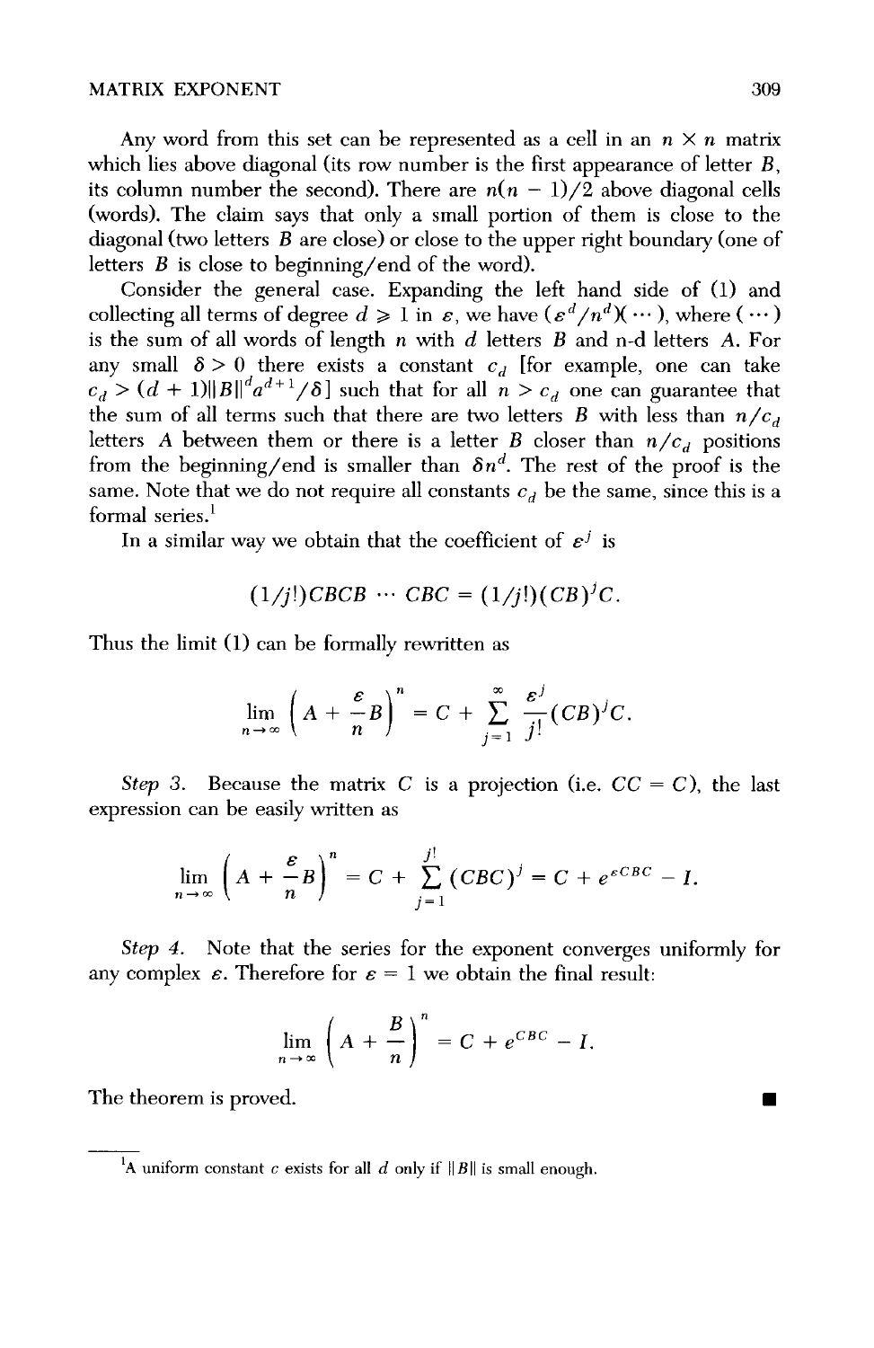Any word from this set can be represented as a cell in an $n \times n$ matrix which lies above diagonal (its row number is the first appearance of letter $B$, its column number the second). There are $n(n-1)/2$ above diagonal cells (words). The claim says that only a small portion of them is close to the diagonal (two letters $B$ are close) or close to the upper right boundary (one of letters $B$ is close to beginning/end of the word).

Consider the general case. Expanding the left hand side of (1) and collecting all terms of degree $d \geqslant 1$ in $\varepsilon$, we have $(\varepsilon^d/n^d)(\cdots)$, where $(\cdots)$ is the sum of all words of length $n$ with $d$ letters $B$ and n-d letters $A$. For any small $\delta > 0$ there exists a constant $c_d$ [for example, one can take $c_d > (d+1)\|B\|^d a^{d+1}/\delta$] such that for all $n > c_d$ one can guarantee that the sum of all terms such that there are two letters $B$ with less than $n/c_d$ letters $A$ between them or there is a letter $B$ closer than $n/c_d$ positions from the beginning/end is smaller than $\delta n^d$. The rest of the proof is the same. Note that we do not require all constants $c_d$ be the same, since this is a formal series.[1]

In a similar way we obtain that the coefficient of $\varepsilon^j$ is

$$(1/j!)CBCB\cdots CBC = (1/j!)(CB)^j C.$$

Thus the limit (1) can be formally rewritten as

$$\lim_{n\to\infty}\left(A + \frac{\varepsilon}{n}B\right)^n = C + \sum_{j=1}^{\infty}\frac{\varepsilon^j}{j!}(CB)^j C.$$

*Step 3.* Because the matrix $C$ is a projection (i.e. $CC = C$), the last expression can be easily written as

$$\lim_{n\to\infty}\left(A + \frac{\varepsilon}{n}B\right)^n = C + \sum_{j=1}^{j!}(CBC)^j = C + e^{\varepsilon CBC} - I.$$

*Step 4.* Note that the series for the exponent converges uniformly for any complex $\varepsilon$. Therefore for $\varepsilon = 1$ we obtain the final result:

$$\lim_{n\to\infty}\left(A + \frac{B}{n}\right)^n = C + e^{CBC} - I.$$

The theorem is proved. ∎

---

[1] A uniform constant $c$ exists for all $d$ only if $\|B\|$ is small enough.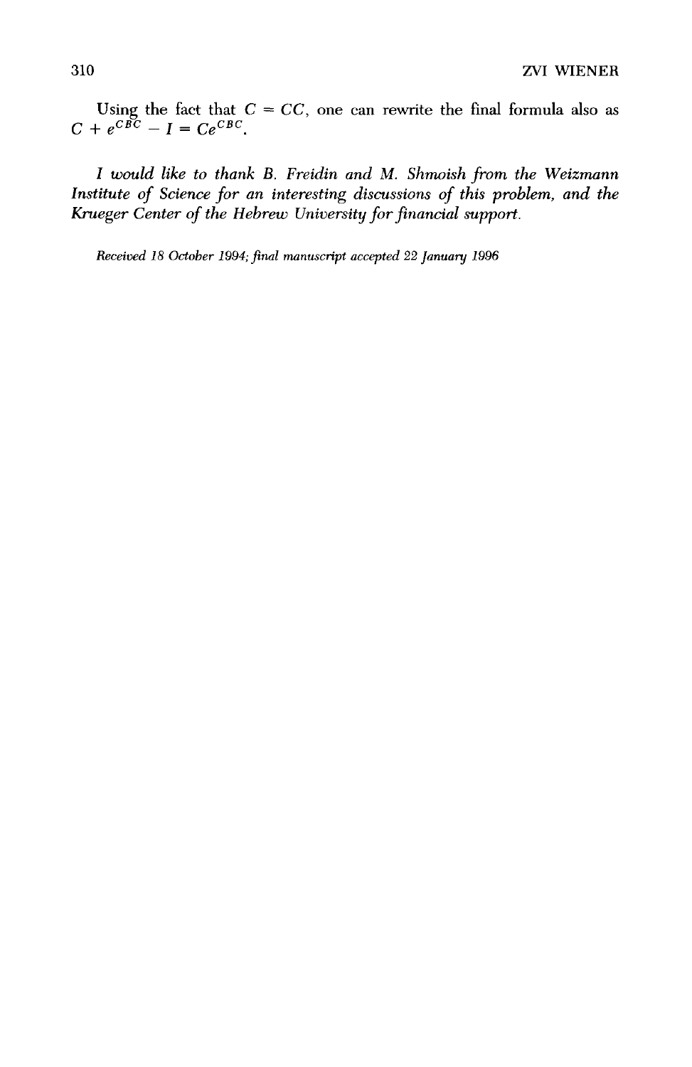Using the fact that $C = CC$, one can rewrite the final formula also as $C + e^{CBC} - I = Ce^{CBC}$.

*I would like to thank B. Freidin and M. Shmoish from the Weizmann Institute of Science for an interesting discussions of this problem, and the Krueger Center of the Hebrew University for financial support.*

*Received 18 October 1994; final manuscript accepted 22 January 1996*